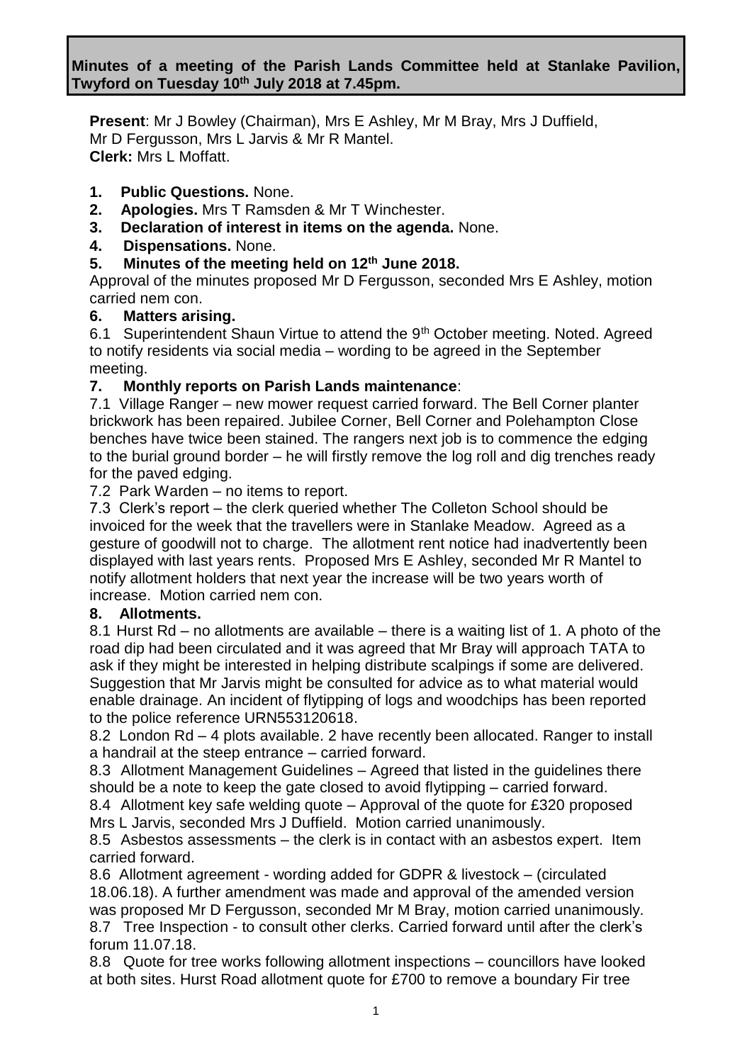**Minutes of a meeting of the Parish Lands Committee held at Stanlake Pavilion, Twyford on Tuesday 10th July 2018 at 7.45pm.**

**Present**: Mr J Bowley (Chairman), Mrs E Ashley, Mr M Bray, Mrs J Duffield, Mr D Fergusson, Mrs L Jarvis & Mr R Mantel.
**Clerk:** Mrs L Moffatt.

1. **Public Questions.** None.
2. **Apologies.** Mrs T Ramsden & Mr T Winchester.
3. **Declaration of interest in items on the agenda.** None.
4. **Dispensations.** None.
5. **Minutes of the meeting held on 12th June 2018.**

Approval of the minutes proposed Mr D Fergusson, seconded Mrs E Ashley, motion carried nem con.

6. **Matters arising.**

6.1 Superintendent Shaun Virtue to attend the 9th October meeting. Noted. Agreed to notify residents via social media – wording to be agreed in the September meeting.

7. **Monthly reports on Parish Lands maintenance**:

7.1 Village Ranger – new mower request carried forward. The Bell Corner planter brickwork has been repaired. Jubilee Corner, Bell Corner and Polehampton Close benches have twice been stained. The rangers next job is to commence the edging to the burial ground border – he will firstly remove the log roll and dig trenches ready for the paved edging.

7.2 Park Warden – no items to report.

7.3 Clerk's report – the clerk queried whether The Colleton School should be invoiced for the week that the travellers were in Stanlake Meadow. Agreed as a gesture of goodwill not to charge. The allotment rent notice had inadvertently been displayed with last years rents. Proposed Mrs E Ashley, seconded Mr R Mantel to notify allotment holders that next year the increase will be two years worth of increase. Motion carried nem con.

8. **Allotments.**

8.1 Hurst Rd – no allotments are available – there is a waiting list of 1. A photo of the road dip had been circulated and it was agreed that Mr Bray will approach TATA to ask if they might be interested in helping distribute scalpings if some are delivered. Suggestion that Mr Jarvis might be consulted for advice as to what material would enable drainage. An incident of flytipping of logs and woodchips has been reported to the police reference URN553120618.

8.2 London Rd – 4 plots available. 2 have recently been allocated. Ranger to install a handrail at the steep entrance – carried forward.

8.3 Allotment Management Guidelines – Agreed that listed in the guidelines there should be a note to keep the gate closed to avoid flytipping – carried forward.

8.4 Allotment key safe welding quote – Approval of the quote for £320 proposed Mrs L Jarvis, seconded Mrs J Duffield. Motion carried unanimously.

8.5 Asbestos assessments – the clerk is in contact with an asbestos expert. Item carried forward.

8.6 Allotment agreement - wording added for GDPR & livestock – (circulated 18.06.18). A further amendment was made and approval of the amended version was proposed Mr D Fergusson, seconded Mr M Bray, motion carried unanimously.

8.7 Tree Inspection - to consult other clerks. Carried forward until after the clerk's forum 11.07.18.

8.8 Quote for tree works following allotment inspections – councillors have looked at both sites. Hurst Road allotment quote for £700 to remove a boundary Fir tree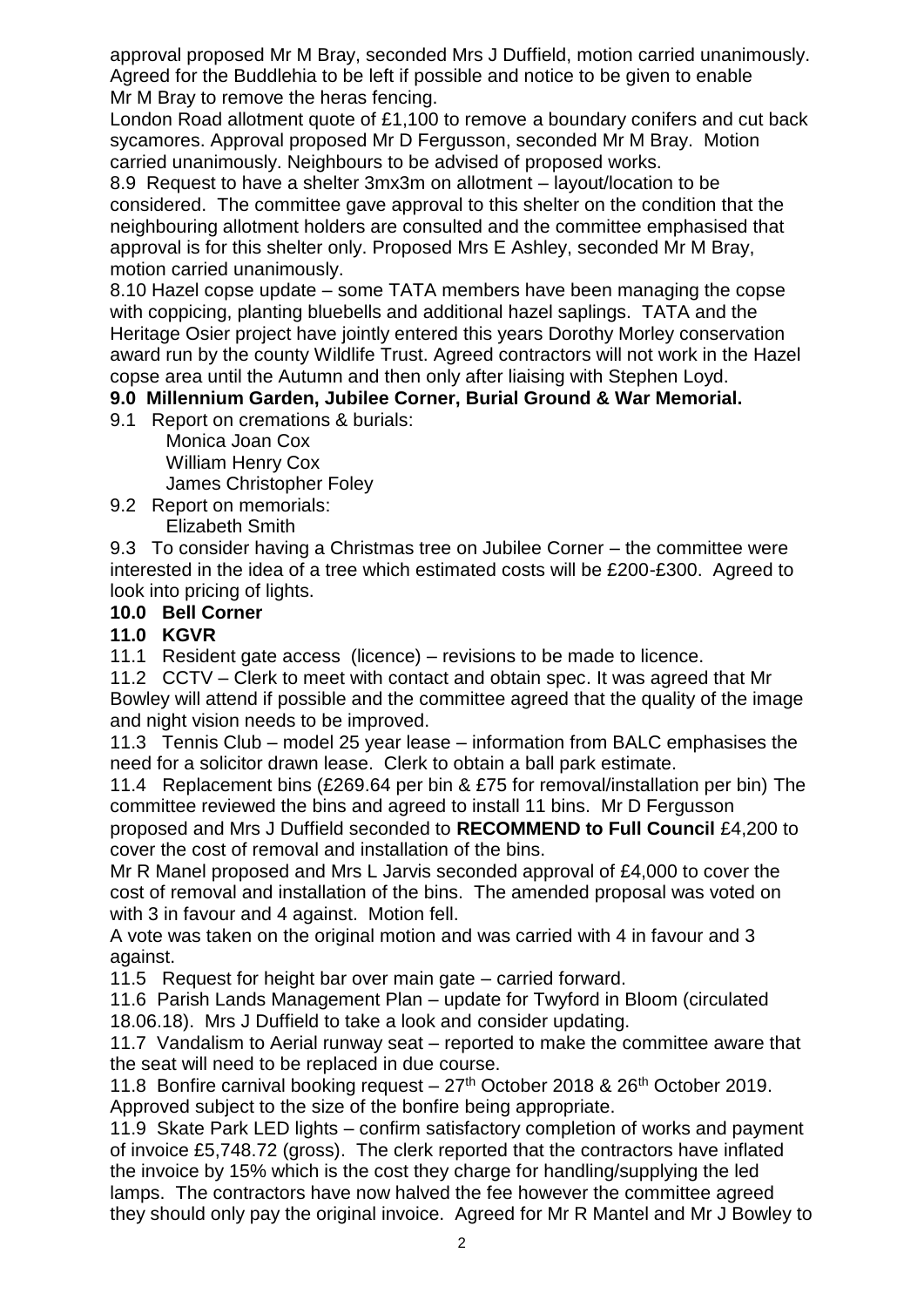approval proposed Mr M Bray, seconded Mrs J Duffield, motion carried unanimously. Agreed for the Buddlehia to be left if possible and notice to be given to enable Mr M Bray to remove the heras fencing.

London Road allotment quote of £1,100 to remove a boundary conifers and cut back sycamores. Approval proposed Mr D Fergusson, seconded Mr M Bray. Motion carried unanimously. Neighbours to be advised of proposed works.

8.9 Request to have a shelter 3mx3m on allotment – layout/location to be considered. The committee gave approval to this shelter on the condition that the neighbouring allotment holders are consulted and the committee emphasised that approval is for this shelter only. Proposed Mrs E Ashley, seconded Mr M Bray, motion carried unanimously.

8.10 Hazel copse update – some TATA members have been managing the copse with coppicing, planting bluebells and additional hazel saplings. TATA and the Heritage Osier project have jointly entered this years Dorothy Morley conservation award run by the county Wildlife Trust. Agreed contractors will not work in the Hazel copse area until the Autumn and then only after liaising with Stephen Loyd.

**9.0 Millennium Garden, Jubilee Corner, Burial Ground & War Memorial.**

9.1 Report on cremations & burials:
Monica Joan Cox
William Henry Cox
James Christopher Foley

9.2 Report on memorials:
Elizabeth Smith

9.3 To consider having a Christmas tree on Jubilee Corner – the committee were interested in the idea of a tree which estimated costs will be £200-£300. Agreed to look into pricing of lights.

**10.0 Bell Corner**

**11.0 KGVR**

11.1 Resident gate access (licence) – revisions to be made to licence.

11.2 CCTV – Clerk to meet with contact and obtain spec. It was agreed that Mr Bowley will attend if possible and the committee agreed that the quality of the image and night vision needs to be improved.

11.3 Tennis Club – model 25 year lease – information from BALC emphasises the need for a solicitor drawn lease. Clerk to obtain a ball park estimate.

11.4 Replacement bins (£269.64 per bin & £75 for removal/installation per bin) The committee reviewed the bins and agreed to install 11 bins. Mr D Fergusson proposed and Mrs J Duffield seconded to **RECOMMEND to Full Council** £4,200 to cover the cost of removal and installation of the bins.

Mr R Manel proposed and Mrs L Jarvis seconded approval of £4,000 to cover the cost of removal and installation of the bins. The amended proposal was voted on with 3 in favour and 4 against. Motion fell.

A vote was taken on the original motion and was carried with 4 in favour and 3 against.

11.5 Request for height bar over main gate – carried forward.

11.6 Parish Lands Management Plan – update for Twyford in Bloom (circulated 18.06.18). Mrs J Duffield to take a look and consider updating.

11.7 Vandalism to Aerial runway seat – reported to make the committee aware that the seat will need to be replaced in due course.

11.8 Bonfire carnival booking request – 27th October 2018 & 26th October 2019. Approved subject to the size of the bonfire being appropriate.

11.9 Skate Park LED lights – confirm satisfactory completion of works and payment of invoice £5,748.72 (gross). The clerk reported that the contractors have inflated the invoice by 15% which is the cost they charge for handling/supplying the led lamps. The contractors have now halved the fee however the committee agreed they should only pay the original invoice. Agreed for Mr R Mantel and Mr J Bowley to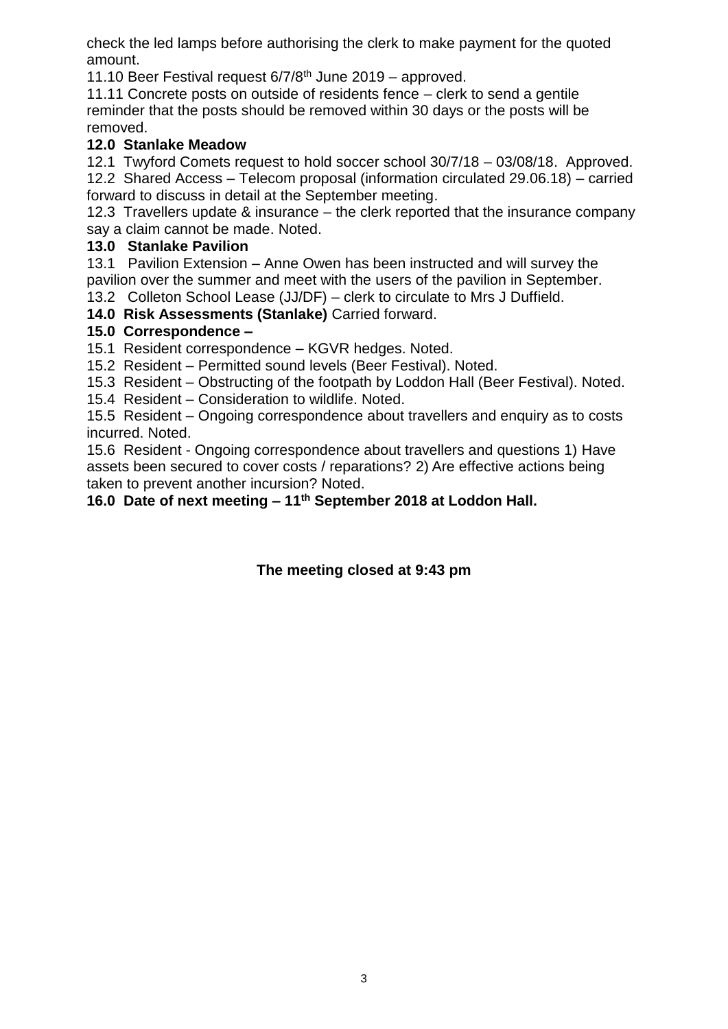check the led lamps before authorising the clerk to make payment for the quoted amount.

11.10 Beer Festival request 6/7/8th June 2019 – approved.

11.11 Concrete posts on outside of residents fence – clerk to send a gentile reminder that the posts should be removed within 30 days or the posts will be removed.

**12.0 Stanlake Meadow**

12.1 Twyford Comets request to hold soccer school 30/7/18 – 03/08/18. Approved.

12.2 Shared Access – Telecom proposal (information circulated 29.06.18) – carried forward to discuss in detail at the September meeting.

12.3 Travellers update & insurance – the clerk reported that the insurance company say a claim cannot be made. Noted.

**13.0 Stanlake Pavilion**

13.1 Pavilion Extension – Anne Owen has been instructed and will survey the pavilion over the summer and meet with the users of the pavilion in September.

13.2 Colleton School Lease (JJ/DF) – clerk to circulate to Mrs J Duffield.

**14.0 Risk Assessments (Stanlake)** Carried forward.

**15.0 Correspondence –**

15.1 Resident correspondence – KGVR hedges. Noted.

15.2 Resident – Permitted sound levels (Beer Festival). Noted.

15.3 Resident – Obstructing of the footpath by Loddon Hall (Beer Festival). Noted.

15.4 Resident – Consideration to wildlife. Noted.

15.5 Resident – Ongoing correspondence about travellers and enquiry as to costs incurred. Noted.

15.6 Resident - Ongoing correspondence about travellers and questions 1) Have assets been secured to cover costs / reparations? 2) Are effective actions being taken to prevent another incursion? Noted.

**16.0 Date of next meeting – 11th September 2018 at Loddon Hall.**

**The meeting closed at 9:43 pm**